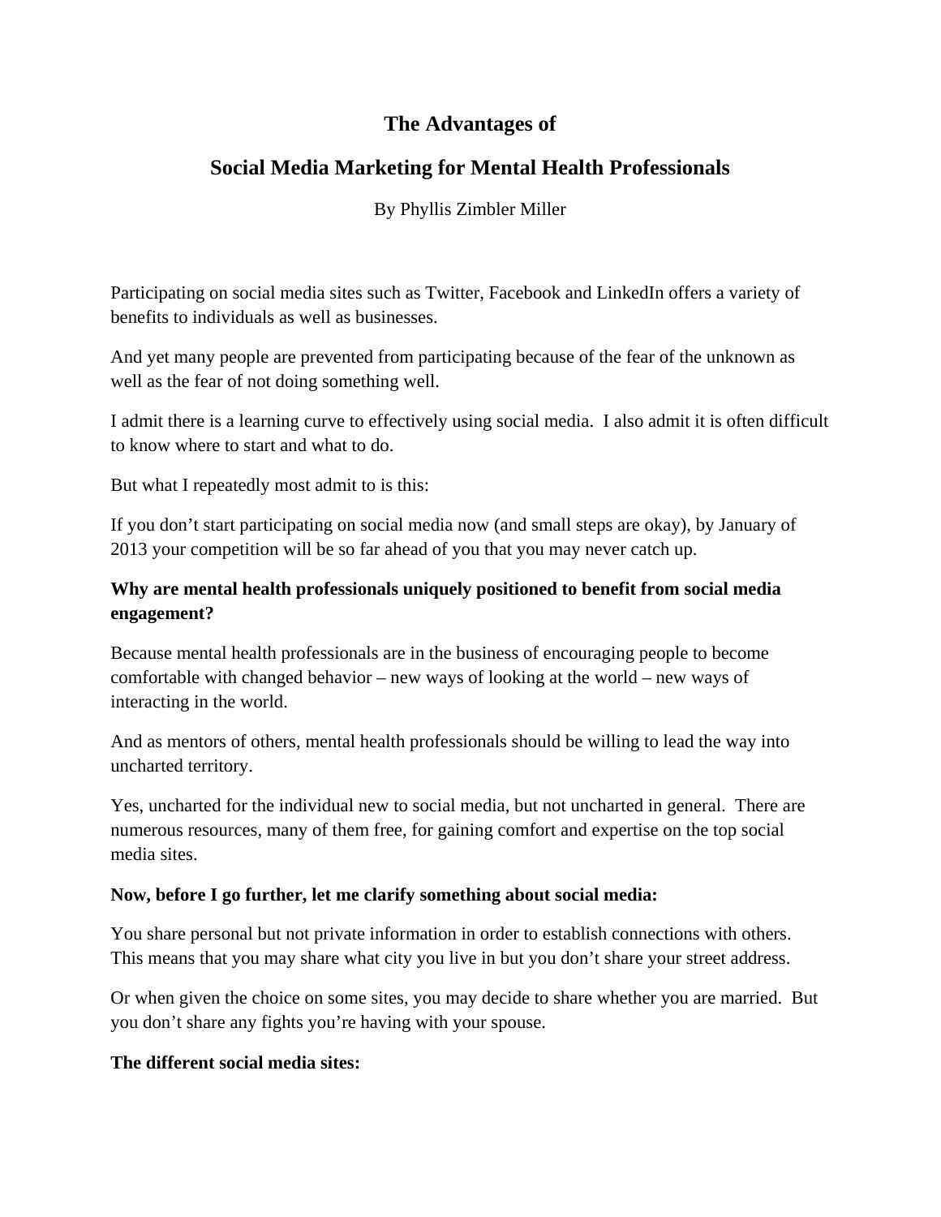# The Advantages of

# Social Media Marketing for Mental Health Professionals

By Phyllis Zimbler Miller

Participating on social media sites such as Twitter, Facebook and LinkedIn offers a variety of benefits to individuals as well as businesses.

And yet many people are prevented from participating because of the fear of the unknown as well as the fear of not doing something well.

I admit there is a learning curve to effectively using social media. I also admit it is often difficult to know where to start and what to do.

But what I repeatedly most admit to is this:

If you don't start participating on social media now (and small steps are okay), by January of 2013 your competition will be so far ahead of you that you may never catch up.

**Why are mental health professionals uniquely positioned to benefit from social media engagement?**

Because mental health professionals are in the business of encouraging people to become comfortable with changed behavior – new ways of looking at the world – new ways of interacting in the world.

And as mentors of others, mental health professionals should be willing to lead the way into uncharted territory.

Yes, uncharted for the individual new to social media, but not uncharted in general. There are numerous resources, many of them free, for gaining comfort and expertise on the top social media sites.

**Now, before I go further, let me clarify something about social media:**

You share personal but not private information in order to establish connections with others. This means that you may share what city you live in but you don't share your street address.

Or when given the choice on some sites, you may decide to share whether you are married. But you don't share any fights you're having with your spouse.

**The different social media sites:**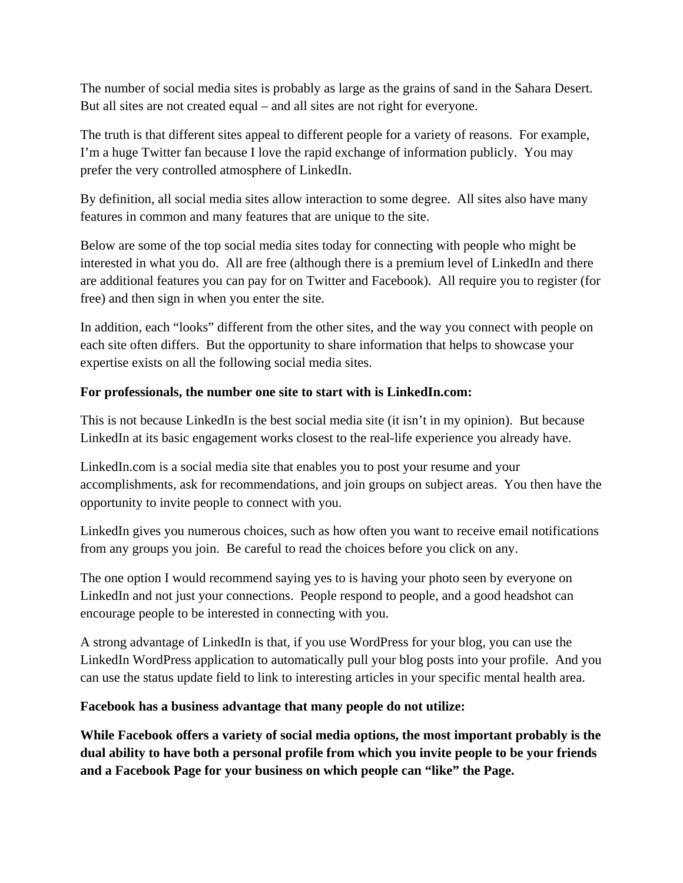The number of social media sites is probably as large as the grains of sand in the Sahara Desert. But all sites are not created equal – and all sites are not right for everyone.

The truth is that different sites appeal to different people for a variety of reasons. For example, I'm a huge Twitter fan because I love the rapid exchange of information publicly. You may prefer the very controlled atmosphere of LinkedIn.

By definition, all social media sites allow interaction to some degree. All sites also have many features in common and many features that are unique to the site.

Below are some of the top social media sites today for connecting with people who might be interested in what you do. All are free (although there is a premium level of LinkedIn and there are additional features you can pay for on Twitter and Facebook). All require you to register (for free) and then sign in when you enter the site.

In addition, each "looks" different from the other sites, and the way you connect with people on each site often differs. But the opportunity to share information that helps to showcase your expertise exists on all the following social media sites.

**For professionals, the number one site to start with is LinkedIn.com:**

This is not because LinkedIn is the best social media site (it isn't in my opinion). But because LinkedIn at its basic engagement works closest to the real-life experience you already have.

LinkedIn.com is a social media site that enables you to post your resume and your accomplishments, ask for recommendations, and join groups on subject areas. You then have the opportunity to invite people to connect with you.

LinkedIn gives you numerous choices, such as how often you want to receive email notifications from any groups you join. Be careful to read the choices before you click on any.

The one option I would recommend saying yes to is having your photo seen by everyone on LinkedIn and not just your connections. People respond to people, and a good headshot can encourage people to be interested in connecting with you.

A strong advantage of LinkedIn is that, if you use WordPress for your blog, you can use the LinkedIn WordPress application to automatically pull your blog posts into your profile. And you can use the status update field to link to interesting articles in your specific mental health area.

**Facebook has a business advantage that many people do not utilize:**

**While Facebook offers a variety of social media options, the most important probably is the dual ability to have both a personal profile from which you invite people to be your friends and a Facebook Page for your business on which people can "like" the Page.**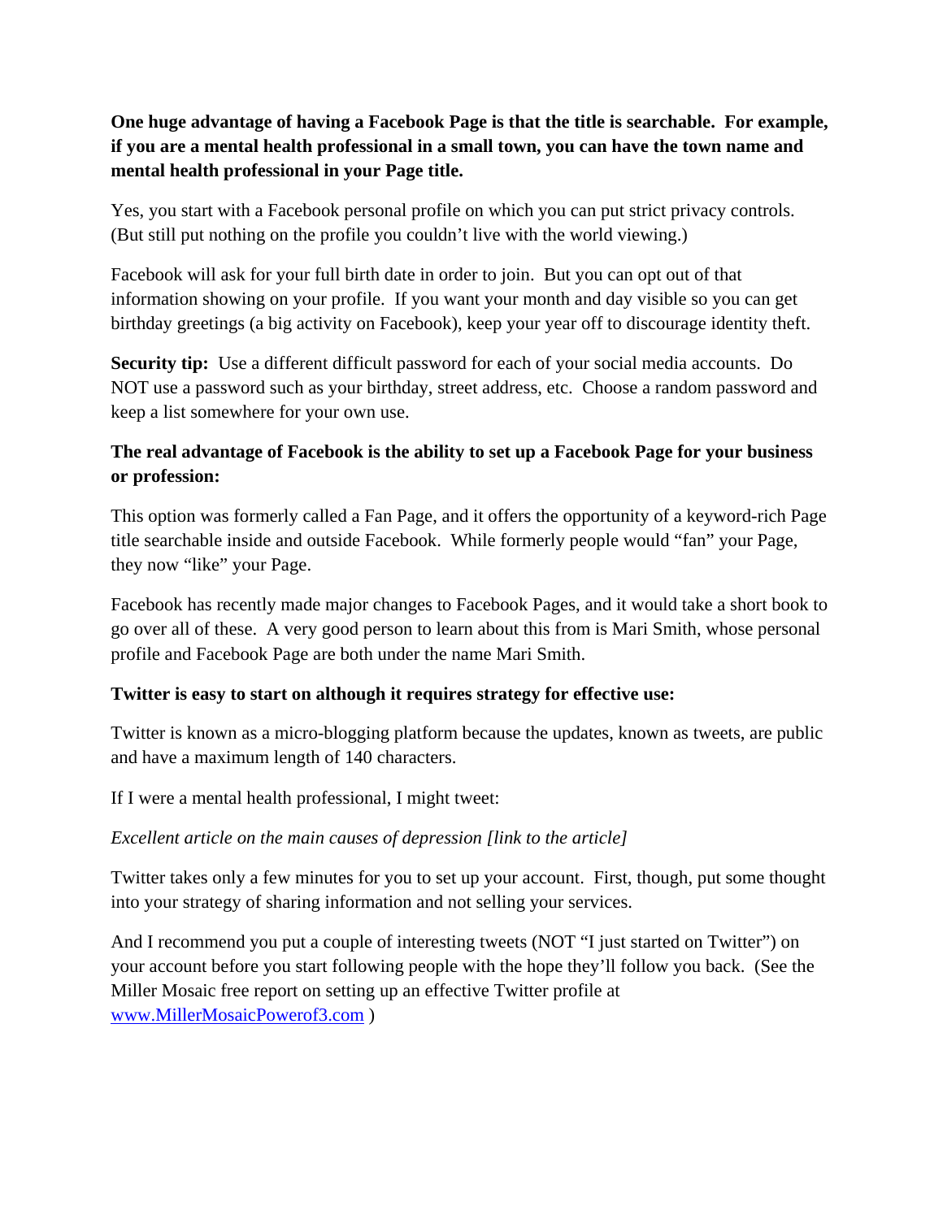**One huge advantage of having a Facebook Page is that the title is searchable. For example, if you are a mental health professional in a small town, you can have the town name and mental health professional in your Page title.**

Yes, you start with a Facebook personal profile on which you can put strict privacy controls. (But still put nothing on the profile you couldn't live with the world viewing.)

Facebook will ask for your full birth date in order to join. But you can opt out of that information showing on your profile. If you want your month and day visible so you can get birthday greetings (a big activity on Facebook), keep your year off to discourage identity theft.

**Security tip:** Use a different difficult password for each of your social media accounts. Do NOT use a password such as your birthday, street address, etc. Choose a random password and keep a list somewhere for your own use.

**The real advantage of Facebook is the ability to set up a Facebook Page for your business or profession:**

This option was formerly called a Fan Page, and it offers the opportunity of a keyword-rich Page title searchable inside and outside Facebook. While formerly people would "fan" your Page, they now "like" your Page.

Facebook has recently made major changes to Facebook Pages, and it would take a short book to go over all of these. A very good person to learn about this from is Mari Smith, whose personal profile and Facebook Page are both under the name Mari Smith.

**Twitter is easy to start on although it requires strategy for effective use:**

Twitter is known as a micro-blogging platform because the updates, known as tweets, are public and have a maximum length of 140 characters.

If I were a mental health professional, I might tweet:

*Excellent article on the main causes of depression [link to the article]*

Twitter takes only a few minutes for you to set up your account. First, though, put some thought into your strategy of sharing information and not selling your services.

And I recommend you put a couple of interesting tweets (NOT "I just started on Twitter") on your account before you start following people with the hope they'll follow you back. (See the Miller Mosaic free report on setting up an effective Twitter profile at [www.MillerMosaicPowerof3.com](http://www.MillerMosaicPowerof3.com) )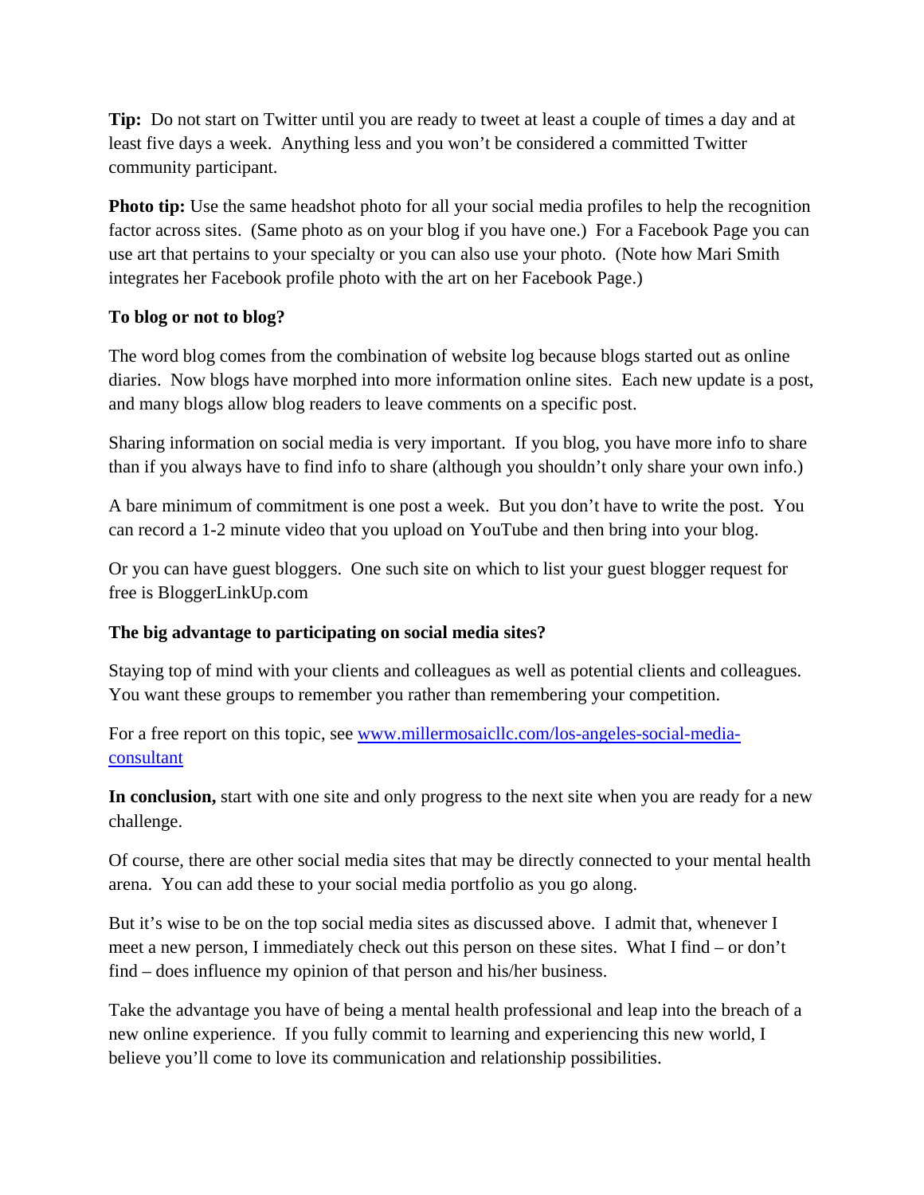**Tip:** Do not start on Twitter until you are ready to tweet at least a couple of times a day and at least five days a week. Anything less and you won't be considered a committed Twitter community participant.

**Photo tip:** Use the same headshot photo for all your social media profiles to help the recognition factor across sites. (Same photo as on your blog if you have one.) For a Facebook Page you can use art that pertains to your specialty or you can also use your photo. (Note how Mari Smith integrates her Facebook profile photo with the art on her Facebook Page.)

**To blog or not to blog?**

The word blog comes from the combination of website log because blogs started out as online diaries. Now blogs have morphed into more information online sites. Each new update is a post, and many blogs allow blog readers to leave comments on a specific post.

Sharing information on social media is very important. If you blog, you have more info to share than if you always have to find info to share (although you shouldn't only share your own info.)

A bare minimum of commitment is one post a week. But you don't have to write the post. You can record a 1-2 minute video that you upload on YouTube and then bring into your blog.

Or you can have guest bloggers. One such site on which to list your guest blogger request for free is BloggerLinkUp.com

**The big advantage to participating on social media sites?**

Staying top of mind with your clients and colleagues as well as potential clients and colleagues. You want these groups to remember you rather than remembering your competition.

For a free report on this topic, see [www.millermosaicllc.com/los-angeles-social-media-consultant](www.millermosaicllc.com/los-angeles-social-media-consultant)

**In conclusion,** start with one site and only progress to the next site when you are ready for a new challenge.

Of course, there are other social media sites that may be directly connected to your mental health arena. You can add these to your social media portfolio as you go along.

But it's wise to be on the top social media sites as discussed above. I admit that, whenever I meet a new person, I immediately check out this person on these sites. What I find – or don't find – does influence my opinion of that person and his/her business.

Take the advantage you have of being a mental health professional and leap into the breach of a new online experience. If you fully commit to learning and experiencing this new world, I believe you'll come to love its communication and relationship possibilities.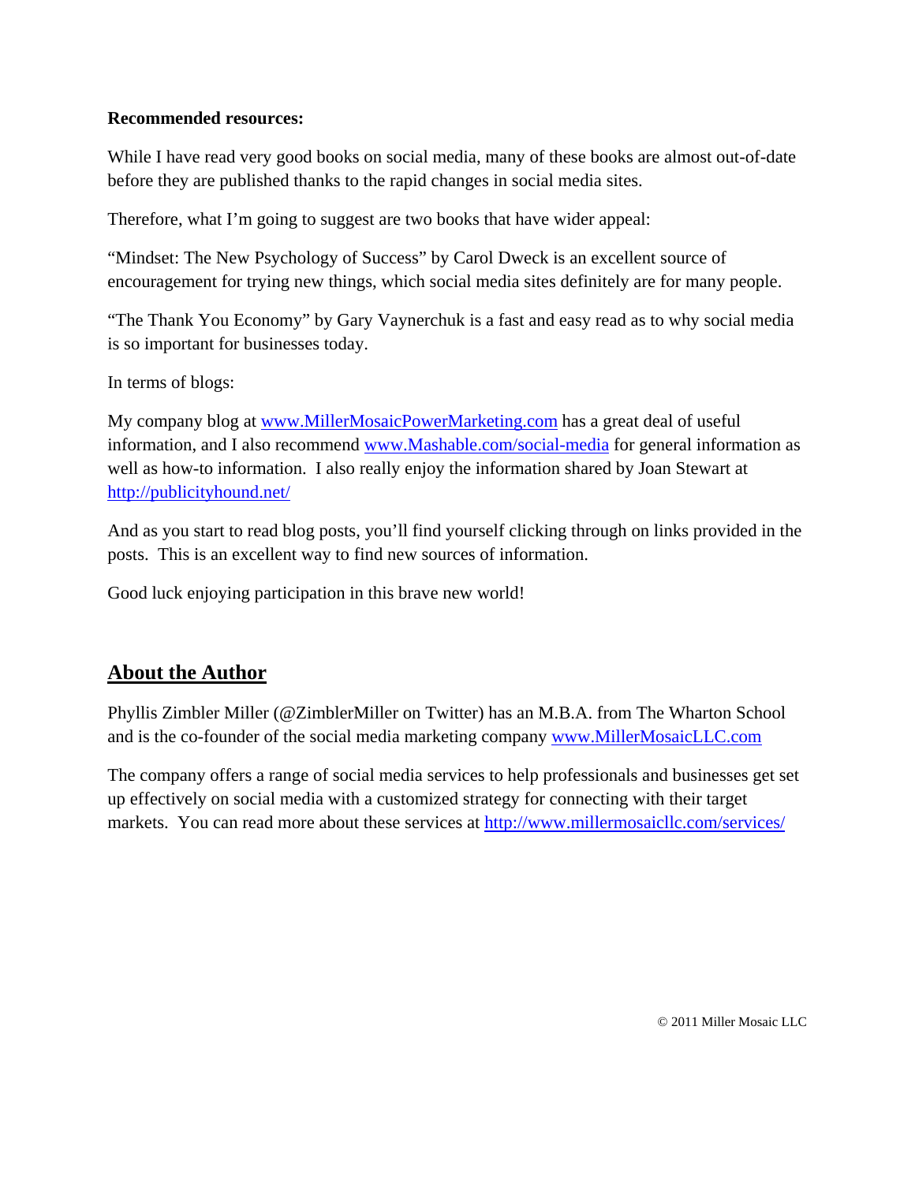**Recommended resources:**

While I have read very good books on social media, many of these books are almost out-of-date before they are published thanks to the rapid changes in social media sites.

Therefore, what I'm going to suggest are two books that have wider appeal:

"Mindset: The New Psychology of Success" by Carol Dweck is an excellent source of encouragement for trying new things, which social media sites definitely are for many people.

"The Thank You Economy" by Gary Vaynerchuk is a fast and easy read as to why social media is so important for businesses today.

In terms of blogs:

My company blog at [www.MillerMosaicPowerMarketing.com](http://www.MillerMosaicPowerMarketing.com) has a great deal of useful information, and I also recommend [www.Mashable.com/social-media](http://www.Mashable.com/social-media) for general information as well as how-to information. I also really enjoy the information shared by Joan Stewart at [http://publicityhound.net/](http://publicityhound.net/)

And as you start to read blog posts, you'll find yourself clicking through on links provided in the posts. This is an excellent way to find new sources of information.

Good luck enjoying participation in this brave new world!

## About the Author

Phyllis Zimbler Miller (@ZimblerMiller on Twitter) has an M.B.A. from The Wharton School and is the co-founder of the social media marketing company [www.MillerMosaicLLC.com](http://www.MillerMosaicLLC.com)

The company offers a range of social media services to help professionals and businesses get set up effectively on social media with a customized strategy for connecting with their target markets. You can read more about these services at [http://www.millermosaicllc.com/services/](http://www.millermosaicllc.com/services/)

© 2011 Miller Mosaic LLC